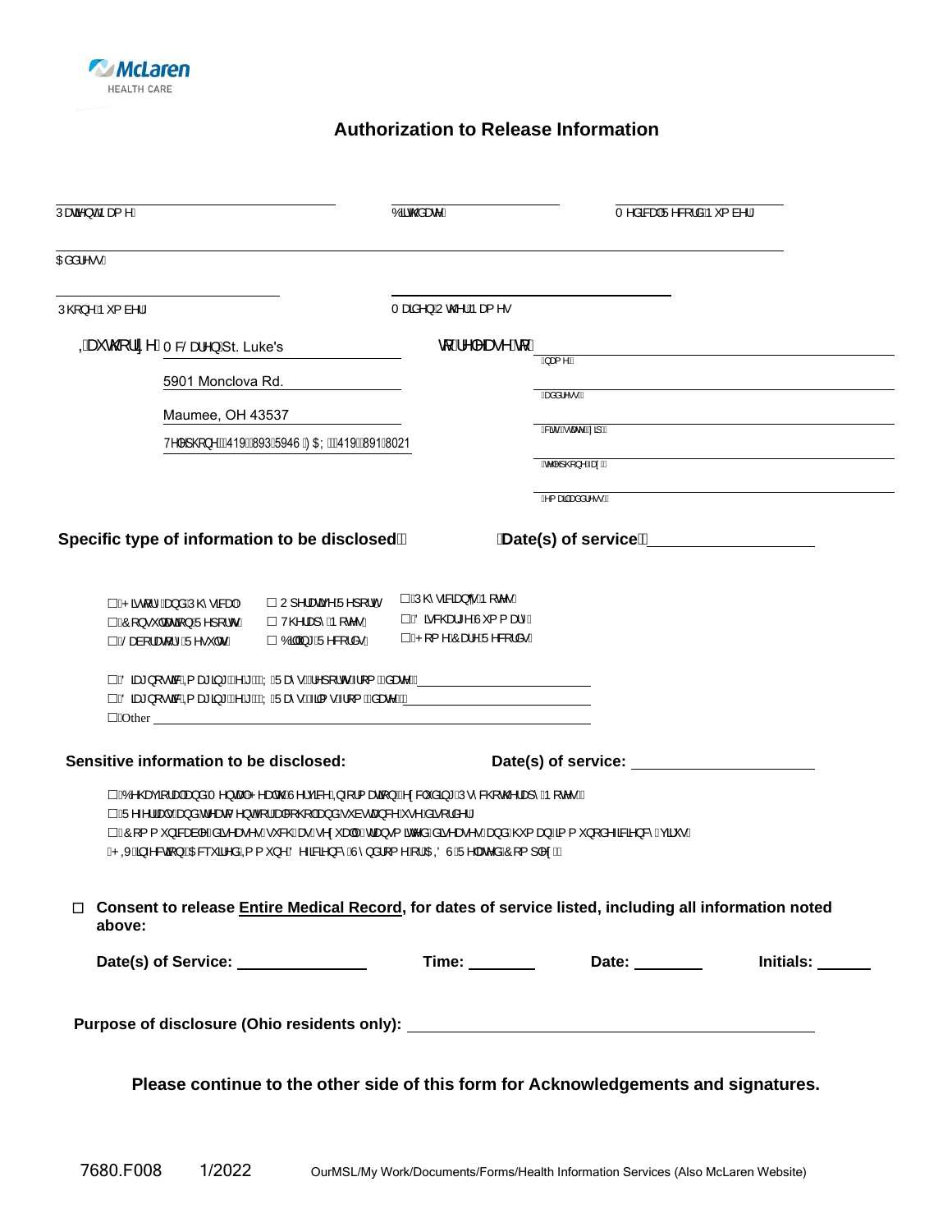# Authorization to Release Information

| | | |
|---|---|---|
| 3DWLHQW1DPH | %LUWKGDWH | 0HGLFDO5HFRUG1XPEHU |
| $GGUHVV | | |
| 3KRQH1XPEHU | 0DLGHQ2WKHU1DPHV | |

,DXWKRUL]H 0F/DUHQ St. Luke's
5901 Monclova Rd.
Maumee, OH 43537
7HOHSKRQH 419 893 5946 )$; 419 891 8021

WR UHOHDVH WR
QDPH: ______________________
DGGUHVV: ______________________
FLW\ VWDWH ]LS: ______________________
WHOHSKRQH ID[: ______________________
HPDLO DGGUHVV: ______________________

**Specific type of information to be disclosed** | **Date(s) of service** ____________________

- ☐ +LVWRU\ DQG 3K\VLFDO
- ☐ 2SHUDWLYH 5HSRUW
- ☐ 3K\VLFLDQ¶V 1RWHV
- ☐ &RQVXOWDWLRQ 5HSRUWV
- ☐ 7KHUDS\ 1RWHV
- ☐ 'LVFKDUJH 6XPPDU\
- ☐ /DERUDWRU\ 5HVXOWV
- ☐ %LOOLQJ 5HFRUGV
- ☐ +RPH &DUH 5HFRUGV
- ☐ 'LDJQRVWLF ,PDJLQJ ;5D\V UHSRUWV IURP GDWH ______________________
- ☐ 'LDJQRVWLF ,PDJLQJ ;5D\V ILOPV IURP GDWH ______________________
- ☐ Other ______________________

**Sensitive information to be disclosed:** | **Date(s) of service:** ____________________

- ☐ %HKDYLRUDO DQG 0HQWDO +HDOWK 6HUYLFHV ,QIRUPDWLRQ H[FOXGLQJ 3V\FKRWKHUDS\ 1RWHV
- ☐ 5HIHUUDO DQG WUHDWPHQW IRU DOFRKRO DQG VXEVWDQFH XVH GLVRUGHU
- ☐ &RPPXQLFDEOH GLVHDVHV VXFK DV VH[XDOO\ WUDQVPLWWHG GLVHDVHV DQG KXPDQ LPPXQRGHILFLHQF\ YLUXV
- +,9 LQIHFWLRQ $FTXLUHG ,PPXQH 'HILFLHQF\ 6\QGURPH $,'6 5HODWHG &RPSOH[

☐ **Consent to release Entire Medical Record, for dates of service listed, including all information noted above:**

**Date(s) of Service:** ______________ **Time:** ________ **Date:** ________ **Initials:** ______

**Purpose of disclosure (Ohio residents only):** ______________________________________

**Please continue to the other side of this form for Acknowledgements and signatures.**

7680.F008 1/2022 OurMSL/My Work/Documents/Forms/Health Information Services (Also McLaren Website)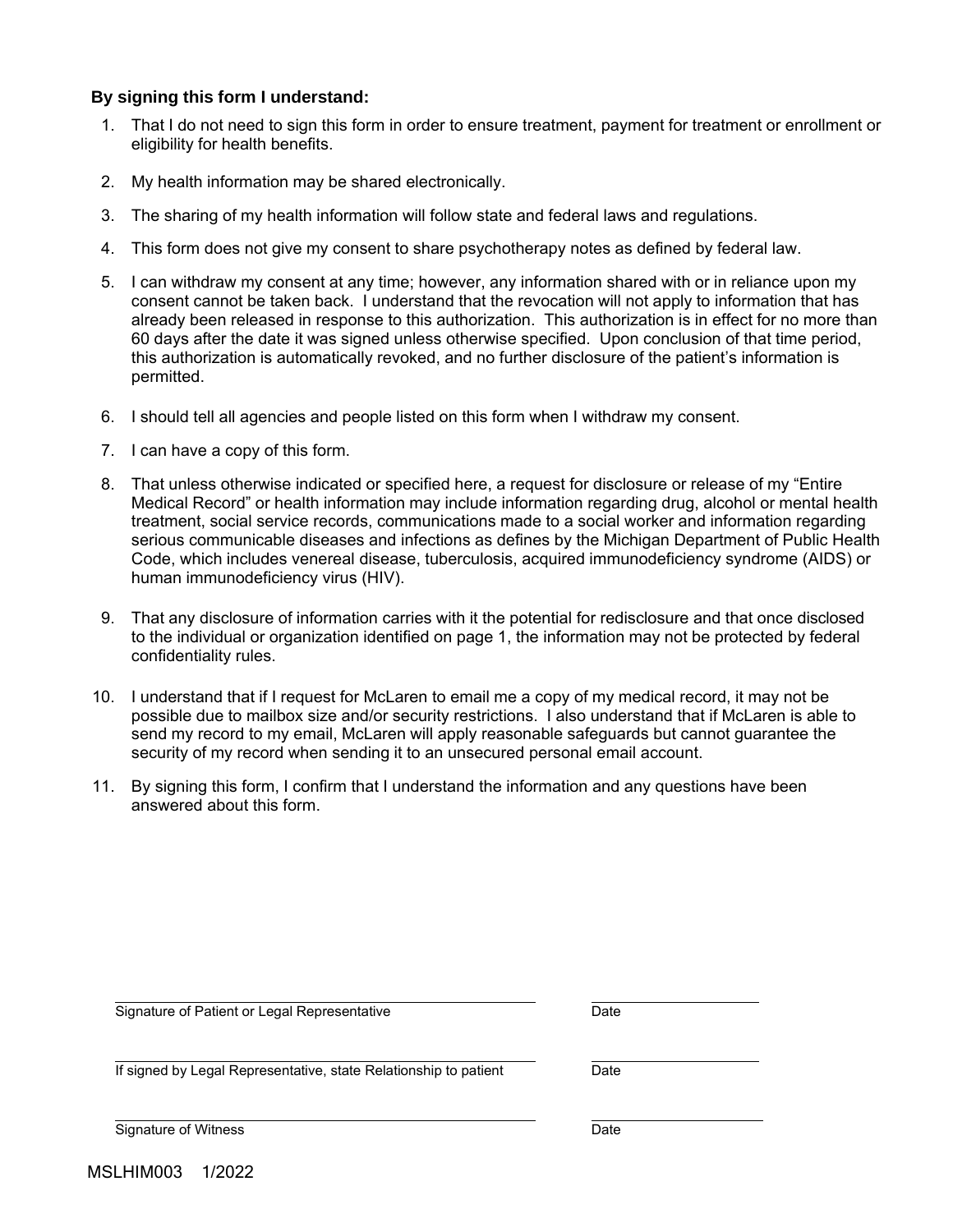**By signing this form I understand:**

1. That I do not need to sign this form in order to ensure treatment, payment for treatment or enrollment or eligibility for health benefits.
2. My health information may be shared electronically.
3. The sharing of my health information will follow state and federal laws and regulations.
4. This form does not give my consent to share psychotherapy notes as defined by federal law.
5. I can withdraw my consent at any time; however, any information shared with or in reliance upon my consent cannot be taken back. I understand that the revocation will not apply to information that has already been released in response to this authorization. This authorization is in effect for no more than 60 days after the date it was signed unless otherwise specified. Upon conclusion of that time period, this authorization is automatically revoked, and no further disclosure of the patient's information is permitted.
6. I should tell all agencies and people listed on this form when I withdraw my consent.
7. I can have a copy of this form.
8. That unless otherwise indicated or specified here, a request for disclosure or release of my "Entire Medical Record" or health information may include information regarding drug, alcohol or mental health treatment, social service records, communications made to a social worker and information regarding serious communicable diseases and infections as defines by the Michigan Department of Public Health Code, which includes venereal disease, tuberculosis, acquired immunodeficiency syndrome (AIDS) or human immunodeficiency virus (HIV).
9. That any disclosure of information carries with it the potential for redisclosure and that once disclosed to the individual or organization identified on page 1, the information may not be protected by federal confidentiality rules.
10. I understand that if I request for McLaren to email me a copy of my medical record, it may not be possible due to mailbox size and/or security restrictions. I also understand that if McLaren is able to send my record to my email, McLaren will apply reasonable safeguards but cannot guarantee the security of my record when sending it to an unsecured personal email account.
11. By signing this form, I confirm that I understand the information and any questions have been answered about this form.

\_\_\_\_\_\_\_\_\_\_\_\_\_\_\_\_\_\_\_\_\_\_\_\_\_\_\_\_\_\_\_\_\_\_\_\_\_\_\_\_ \_\_\_\_\_\_\_\_\_\_\_\_\_\_\_\_
Signature of Patient or Legal Representative Date

\_\_\_\_\_\_\_\_\_\_\_\_\_\_\_\_\_\_\_\_\_\_\_\_\_\_\_\_\_\_\_\_\_\_\_\_\_\_\_\_ \_\_\_\_\_\_\_\_\_\_\_\_\_\_\_\_
If signed by Legal Representative, state Relationship to patient Date

\_\_\_\_\_\_\_\_\_\_\_\_\_\_\_\_\_\_\_\_\_\_\_\_\_\_\_\_\_\_\_\_\_\_\_\_\_\_\_\_ \_\_\_\_\_\_\_\_\_\_\_\_\_\_\_\_
Signature of Witness Date

MSLHIM003 1/2022